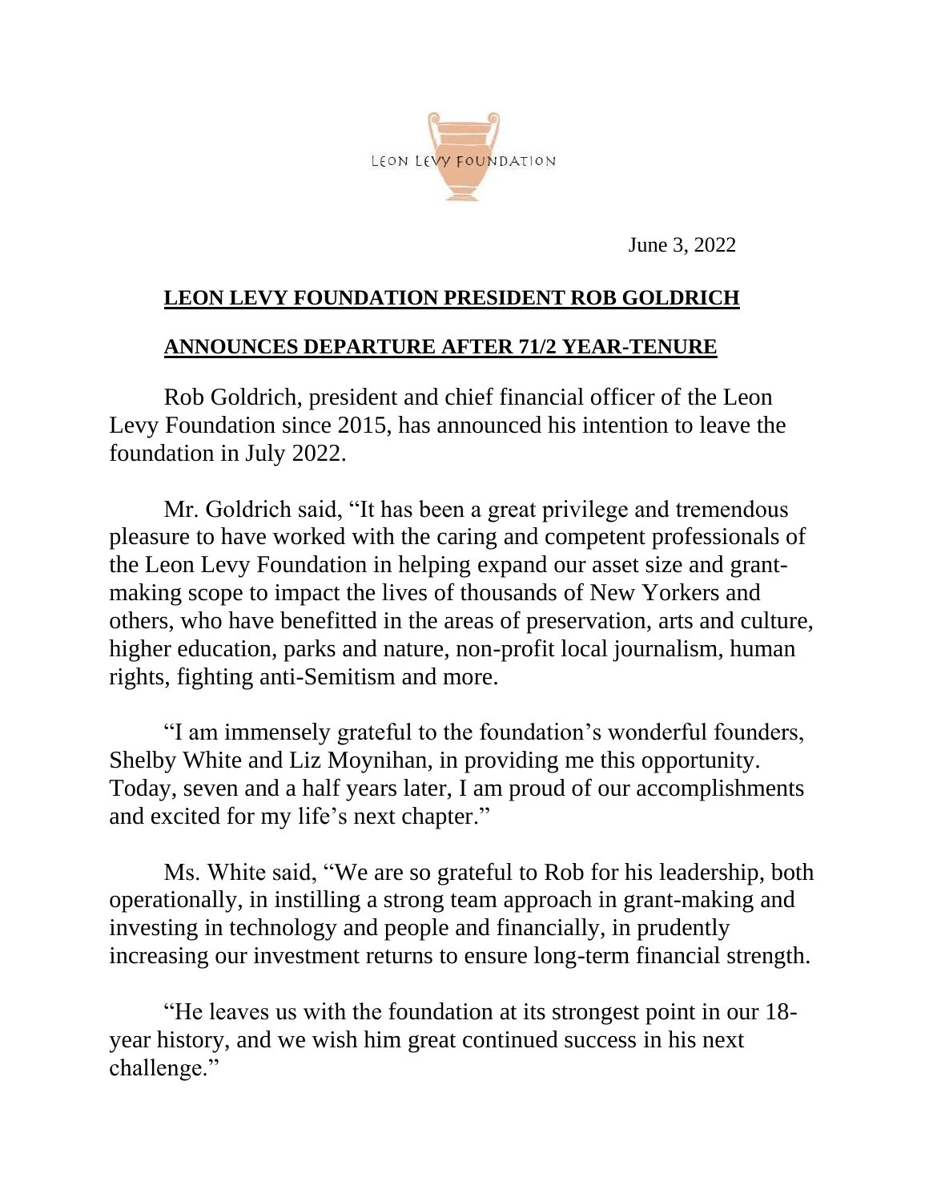LEON LEVY FOUNDATION

June 3, 2022

**LEON LEVY FOUNDATION PRESIDENT ROB GOLDRICH**

**ANNOUNCES DEPARTURE AFTER 71/2 YEAR-TENURE**

Rob Goldrich, president and chief financial officer of the Leon Levy Foundation since 2015, has announced his intention to leave the foundation in July 2022.

Mr. Goldrich said, "It has been a great privilege and tremendous pleasure to have worked with the caring and competent professionals of the Leon Levy Foundation in helping expand our asset size and grant-making scope to impact the lives of thousands of New Yorkers and others, who have benefitted in the areas of preservation, arts and culture, higher education, parks and nature, non-profit local journalism, human rights, fighting anti-Semitism and more.

"I am immensely grateful to the foundation's wonderful founders, Shelby White and Liz Moynihan, in providing me this opportunity. Today, seven and a half years later, I am proud of our accomplishments and excited for my life's next chapter."

Ms. White said, "We are so grateful to Rob for his leadership, both operationally, in instilling a strong team approach in grant-making and investing in technology and people and financially, in prudently increasing our investment returns to ensure long-term financial strength.

"He leaves us with the foundation at its strongest point in our 18-year history, and we wish him great continued success in his next challenge."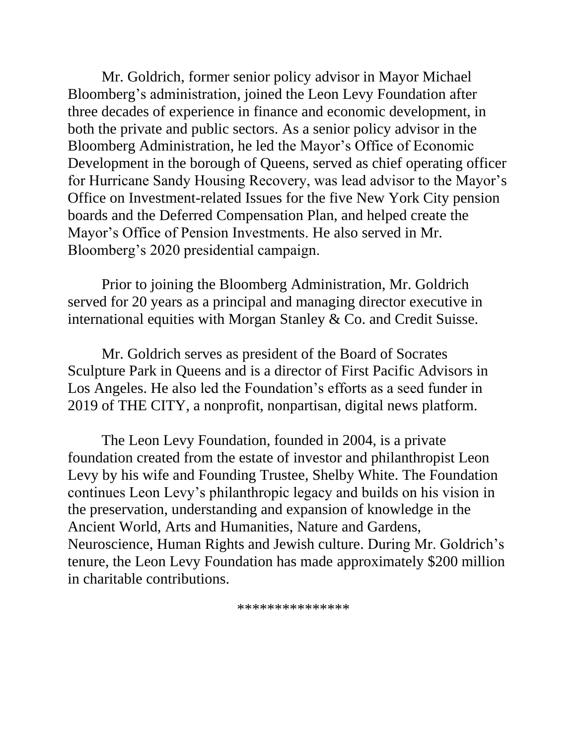Mr. Goldrich, former senior policy advisor in Mayor Michael Bloomberg's administration, joined the Leon Levy Foundation after three decades of experience in finance and economic development, in both the private and public sectors. As a senior policy advisor in the Bloomberg Administration, he led the Mayor's Office of Economic Development in the borough of Queens, served as chief operating officer for Hurricane Sandy Housing Recovery, was lead advisor to the Mayor's Office on Investment-related Issues for the five New York City pension boards and the Deferred Compensation Plan, and helped create the Mayor's Office of Pension Investments. He also served in Mr. Bloomberg's 2020 presidential campaign.

Prior to joining the Bloomberg Administration, Mr. Goldrich served for 20 years as a principal and managing director executive in international equities with Morgan Stanley & Co. and Credit Suisse.

Mr. Goldrich serves as president of the Board of Socrates Sculpture Park in Queens and is a director of First Pacific Advisors in Los Angeles. He also led the Foundation's efforts as a seed funder in 2019 of THE CITY, a nonprofit, nonpartisan, digital news platform.

The Leon Levy Foundation, founded in 2004, is a private foundation created from the estate of investor and philanthropist Leon Levy by his wife and Founding Trustee, Shelby White. The Foundation continues Leon Levy's philanthropic legacy and builds on his vision in the preservation, understanding and expansion of knowledge in the Ancient World, Arts and Humanities, Nature and Gardens, Neuroscience, Human Rights and Jewish culture. During Mr. Goldrich's tenure, the Leon Levy Foundation has made approximately $200 million in charitable contributions.

***************